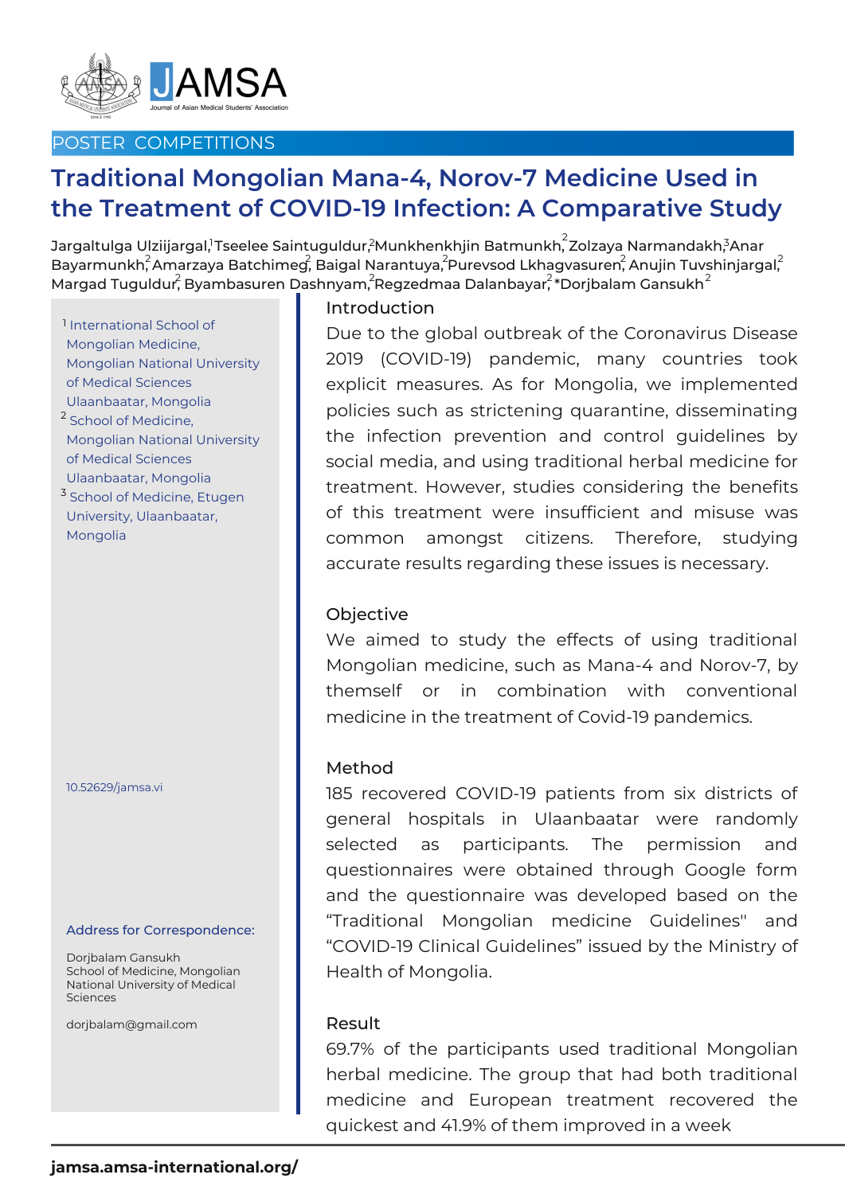POSTER COMPETITIONS

# Traditional Mongolian Mana-4, Norov-7 Medicine Used in the Treatment of COVID-19 Infection: A Comparative Study

Jargaltulga Ulziijargal[1], Tseelee Saintuguldur[2], Munkhenkhjin Batmunkh[2], Zolzaya Narmandakh[3], Anar Bayarmunkh[2], Amarzaya Batchimeg[2], Baigal Narantuya[2], Purevsod Lkhagvasuren[2], Anujin Tuvshinjargal[2], Margad Tuguldur[2], Byambasuren Dashnyam[2], Regzedmaa Dalanbayar[2], *Dorjbalam Gansukh[2]

[1] International School of Mongolian Medicine, Mongolian National University of Medical Sciences Ulaanbaatar, Mongolia

[2] School of Medicine, Mongolian National University of Medical Sciences Ulaanbaatar, Mongolia

[3] School of Medicine, Etugen University, Ulaanbaatar, Mongolia

10.52629/jamsa.vi

**Address for Correspondence:**

Dorjbalam Gansukh
School of Medicine, Mongolian National University of Medical Sciences

dorjbalam@gmail.com

## Introduction

Due to the global outbreak of the Coronavirus Disease 2019 (COVID-19) pandemic, many countries took explicit measures. As for Mongolia, we implemented policies such as strictening quarantine, disseminating the infection prevention and control guidelines by social media, and using traditional herbal medicine for treatment. However, studies considering the benefits of this treatment were insufficient and misuse was common amongst citizens. Therefore, studying accurate results regarding these issues is necessary.

## Objective

We aimed to study the effects of using traditional Mongolian medicine, such as Mana-4 and Norov-7, by themself or in combination with conventional medicine in the treatment of Covid-19 pandemics.

## Method

185 recovered COVID-19 patients from six districts of general hospitals in Ulaanbaatar were randomly selected as participants. The permission and questionnaires were obtained through Google form and the questionnaire was developed based on the "Traditional Mongolian medicine Guidelines" and "COVID-19 Clinical Guidelines" issued by the Ministry of Health of Mongolia.

## Result

69.7% of the participants used traditional Mongolian herbal medicine. The group that had both traditional medicine and European treatment recovered the quickest and 41.9% of them improved in a week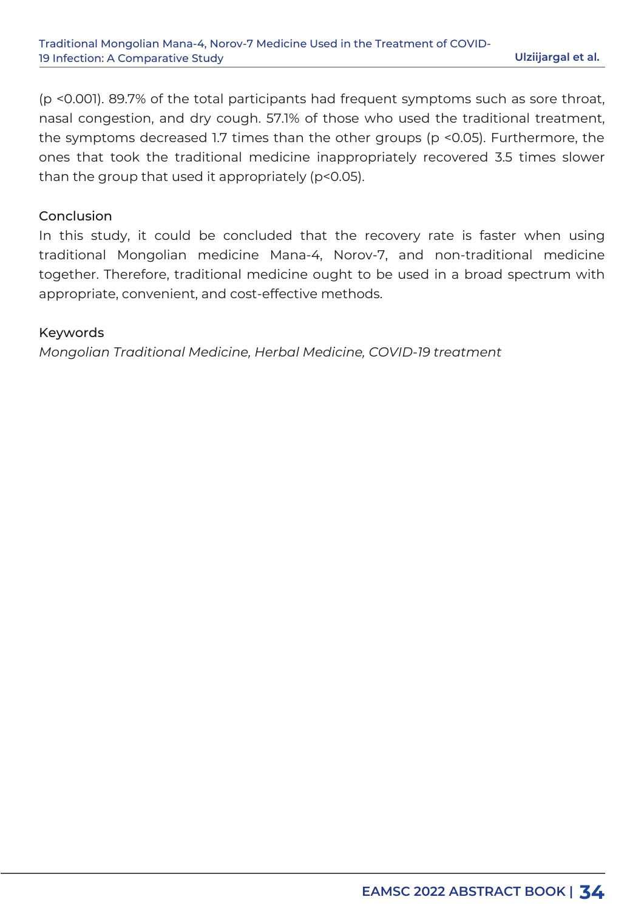(p <0.001). 89.7% of the total participants had frequent symptoms such as sore throat, nasal congestion, and dry cough. 57.1% of those who used the traditional treatment, the symptoms decreased 1.7 times than the other groups (p <0.05). Furthermore, the ones that took the traditional medicine inappropriately recovered 3.5 times slower than the group that used it appropriately (p<0.05).

## Conclusion

In this study, it could be concluded that the recovery rate is faster when using traditional Mongolian medicine Mana-4, Norov-7, and non-traditional medicine together. Therefore, traditional medicine ought to be used in a broad spectrum with appropriate, convenient, and cost-effective methods.

## Keywords

*Mongolian Traditional Medicine, Herbal Medicine, COVID-19 treatment*